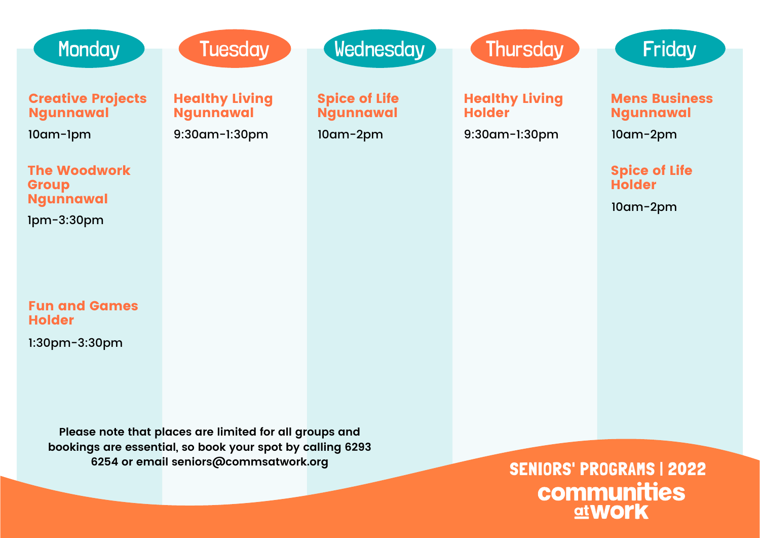## Monday

**Creative Projects Ngunnawal**

10am-1pm

**The Woodwork Group Ngunnawal**

1pm-3:30pm

**Fun and Games Holder**

1:30pm-3:30pm

## Tuesday

**Healthy Living Ngunnawal**

9:30am-1:30pm

## Wednesday

**Spice of Life Ngunnawal**

10am-2pm

## Thursday

**Healthy Living Holder**

9:30am-1:30pm

## Friday

**Mens Business Ngunnawal**

10am-2pm

**Spice of Life Holder**

10am-2pm

**Please note that places are limited for all groups and bookings are essential, so book your spot by calling 6293 6254 or email seniors@commsatwork.org**

**SENIORS' PROGRAMS | 2022**

**communities at work**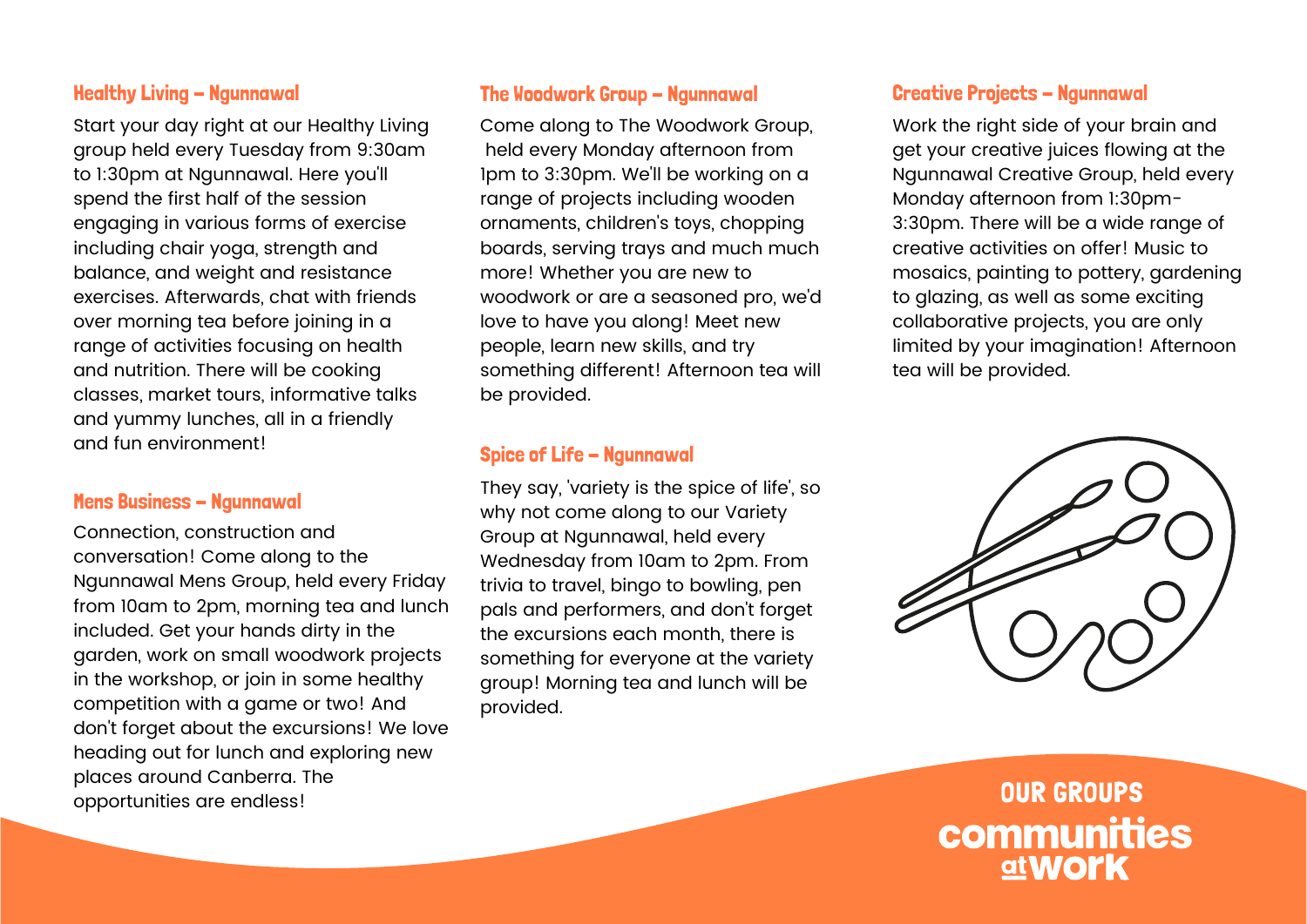## Healthy Living – Ngunnawal

Start your day right at our Healthy Living group held every Tuesday from 9:30am to 1:30pm at Ngunnawal. Here you'll spend the first half of the session engaging in various forms of exercise including chair yoga, strength and balance, and weight and resistance exercises. Afterwards, chat with friends over morning tea before joining in a range of activities focusing on health and nutrition. There will be cooking classes, market tours, informative talks and yummy lunches, all in a friendly and fun environment!

## Mens Business – Ngunnawal

Connection, construction and conversation! Come along to the Ngunnawal Mens Group, held every Friday from 10am to 2pm, morning tea and lunch included. Get your hands dirty in the garden, work on small woodwork projects in the workshop, or join in some healthy competition with a game or two! And don't forget about the excursions! We love heading out for lunch and exploring new places around Canberra. The opportunities are endless!

## The Woodwork Group – Ngunnawal

Come along to The Woodwork Group, held every Monday afternoon from 1pm to 3:30pm. We'll be working on a range of projects including wooden ornaments, children's toys, chopping boards, serving trays and much much more! Whether you are new to woodwork or are a seasoned pro, we'd love to have you along! Meet new people, learn new skills, and try something different! Afternoon tea will be provided.

## Spice of Life – Ngunnawal

They say, 'variety is the spice of life', so why not come along to our Variety Group at Ngunnawal, held every Wednesday from 10am to 2pm. From trivia to travel, bingo to bowling, pen pals and performers, and don't forget the excursions each month, there is something for everyone at the variety group! Morning tea and lunch will be provided.

## Creative Projects – Ngunnawal

Work the right side of your brain and get your creative juices flowing at the Ngunnawal Creative Group, held every Monday afternoon from 1:30pm-3:30pm. There will be a wide range of creative activities on offer! Music to mosaics, painting to pottery, gardening to glazing, as well as some exciting collaborative projects, you are only limited by your imagination! Afternoon tea will be provided.

**OUR GROUPS**

**communities at work**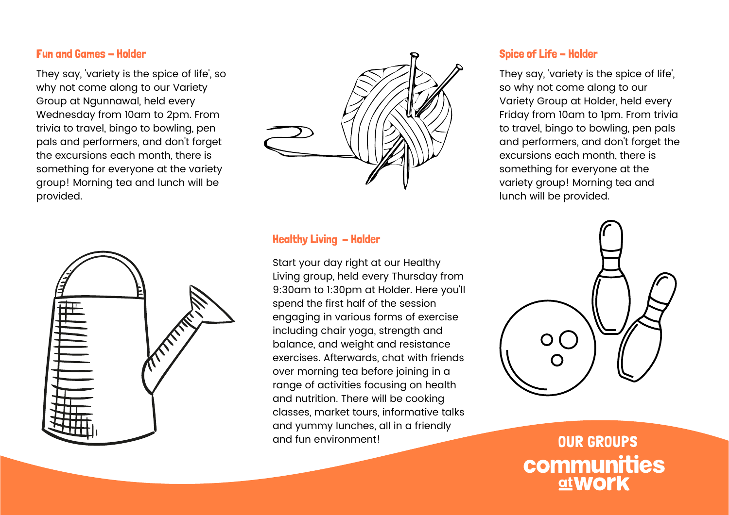## Fun and Games – Holder

They say, 'variety is the spice of life', so why not come along to our Variety Group at Ngunnawal, held every Wednesday from 10am to 2pm. From trivia to travel, bingo to bowling, pen pals and performers, and don't forget the excursions each month, there is something for everyone at the variety group! Morning tea and lunch will be provided.

## Spice of Life – Holder

They say, 'variety is the spice of life', so why not come along to our Variety Group at Holder, held every Friday from 10am to 1pm. From trivia to travel, bingo to bowling, pen pals and performers, and don't forget the excursions each month, there is something for everyone at the variety group! Morning tea and lunch will be provided.

## Healthy Living – Holder

Start your day right at our Healthy Living group, held every Thursday from 9:30am to 1:30pm at Holder. Here you'll spend the first half of the session engaging in various forms of exercise including chair yoga, strength and balance, and weight and resistance exercises. Afterwards, chat with friends over morning tea before joining in a range of activities focusing on health and nutrition. There will be cooking classes, market tours, informative talks and yummy lunches, all in a friendly and fun environment!

OUR GROUPS

communities at work